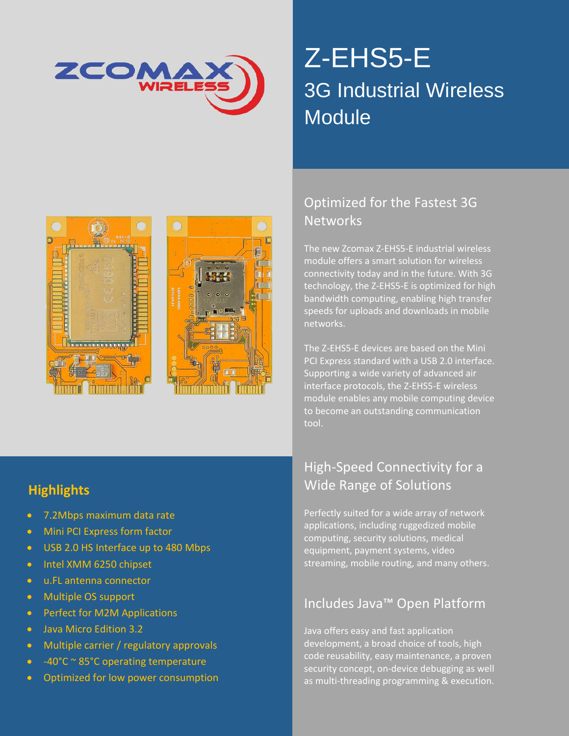# Z-EHS5-E

## 3G Industrial Wireless Module

### Optimized for the Fastest 3G Networks

The new Zcomax Z-EHS5-E industrial wireless module offers a smart solution for wireless connectivity today and in the future. With 3G technology, the Z-EHS5-E is optimized for high bandwidth computing, enabling high transfer speeds for uploads and downloads in mobile networks.

The Z-EHS5-E devices are based on the Mini PCI Express standard with a USB 2.0 interface. Supporting a wide variety of advanced air interface protocols, the Z-EHS5-E wireless module enables any mobile computing device to become an outstanding communication tool.

### High-Speed Connectivity for a Wide Range of Solutions

Perfectly suited for a wide array of network applications, including ruggedized mobile computing, security solutions, medical equipment, payment systems, video streaming, mobile routing, and many others.

### Includes Java™ Open Platform

Java offers easy and fast application development, a broad choice of tools, high code reusability, easy maintenance, a proven security concept, on-device debugging as well as multi-threading programming & execution.

### Highlights

- 7.2Mbps maximum data rate
- Mini PCI Express form factor
- USB 2.0 HS Interface up to 480 Mbps
- Intel XMM 6250 chipset
- u.FL antenna connector
- Multiple OS support
- Perfect for M2M Applications
- Java Micro Edition 3.2
- Multiple carrier / regulatory approvals
- -40°C ~ 85°C operating temperature
- Optimized for low power consumption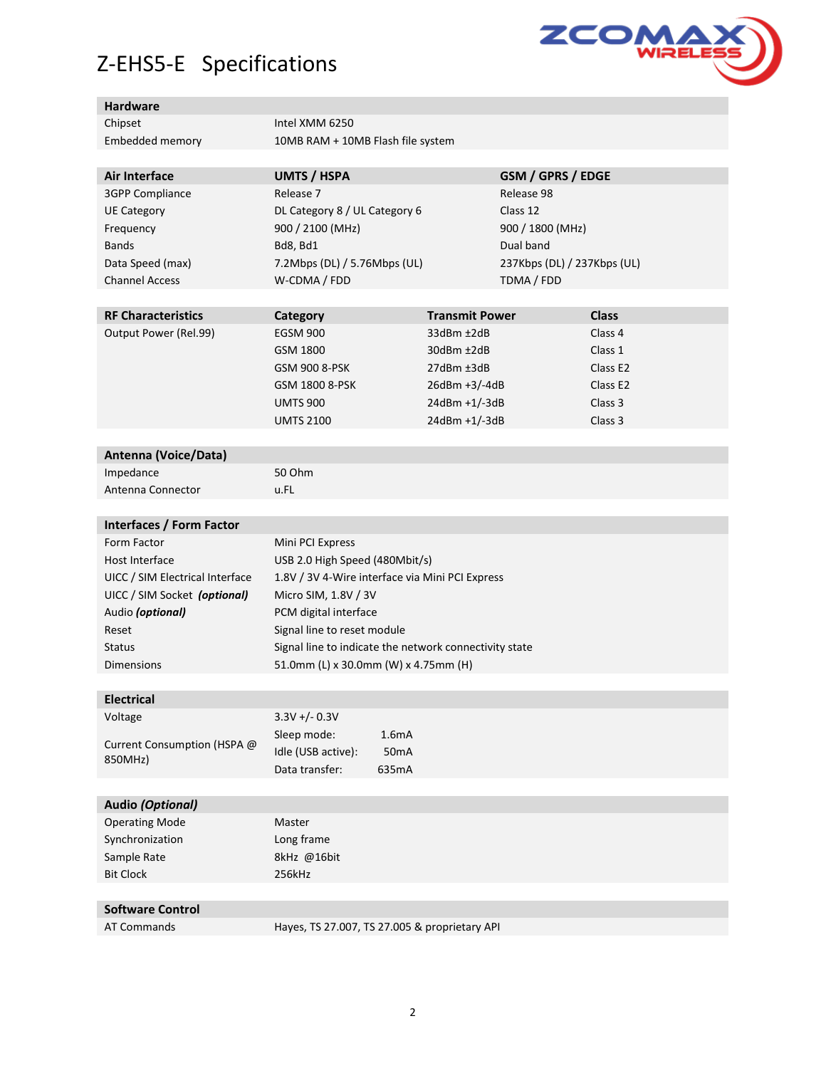# Z-EHS5-E Specifications

| Hardware | |
|---|---|
| Chipset | Intel XMM 6250 |
| Embedded memory | 10MB RAM + 10MB Flash file system |

| Air Interface | UMTS / HSPA | GSM / GPRS / EDGE |
|---|---|---|
| 3GPP Compliance | Release 7 | Release 98 |
| UE Category | DL Category 8 / UL Category 6 | Class 12 |
| Frequency | 900 / 2100 (MHz) | 900 / 1800 (MHz) |
| Bands | Bd8, Bd1 | Dual band |
| Data Speed (max) | 7.2Mbps (DL) / 5.76Mbps (UL) | 237Kbps (DL) / 237Kbps (UL) |
| Channel Access | W-CDMA / FDD | TDMA / FDD |

| RF Characteristics | Category | Transmit Power | Class |
|---|---|---|---|
| Output Power (Rel.99) | EGSM 900 | 33dBm ±2dB | Class 4 |
| | GSM 1800 | 30dBm ±2dB | Class 1 |
| | GSM 900 8-PSK | 27dBm ±3dB | Class E2 |
| | GSM 1800 8-PSK | 26dBm +3/-4dB | Class E2 |
| | UMTS 900 | 24dBm +1/-3dB | Class 3 |
| | UMTS 2100 | 24dBm +1/-3dB | Class 3 |

| Antenna (Voice/Data) | |
|---|---|
| Impedance | 50 Ohm |
| Antenna Connector | u.FL |

| Interfaces / Form Factor | |
|---|---|
| Form Factor | Mini PCI Express |
| Host Interface | USB 2.0 High Speed (480Mbit/s) |
| UICC / SIM Electrical Interface | 1.8V / 3V 4-Wire interface via Mini PCI Express |
| UICC / SIM Socket ***(optional)*** | Micro SIM, 1.8V / 3V |
| Audio ***(optional)*** | PCM digital interface |
| Reset | Signal line to reset module |
| Status | Signal line to indicate the network connectivity state |
| Dimensions | 51.0mm (L) x 30.0mm (W) x 4.75mm (H) |

| Electrical | | |
|---|---|---|
| Voltage | 3.3V +/- 0.3V | |
| Current Consumption (HSPA @ 850MHz) | Sleep mode: | 1.6mA |
| | Idle (USB active): | 50mA |
| | Data transfer: | 635mA |

| Audio *(Optional)* | |
|---|---|
| Operating Mode | Master |
| Synchronization | Long frame |
| Sample Rate | 8kHz @16bit |
| Bit Clock | 256kHz |

| Software Control | |
|---|---|
| AT Commands | Hayes, TS 27.007, TS 27.005 & proprietary API |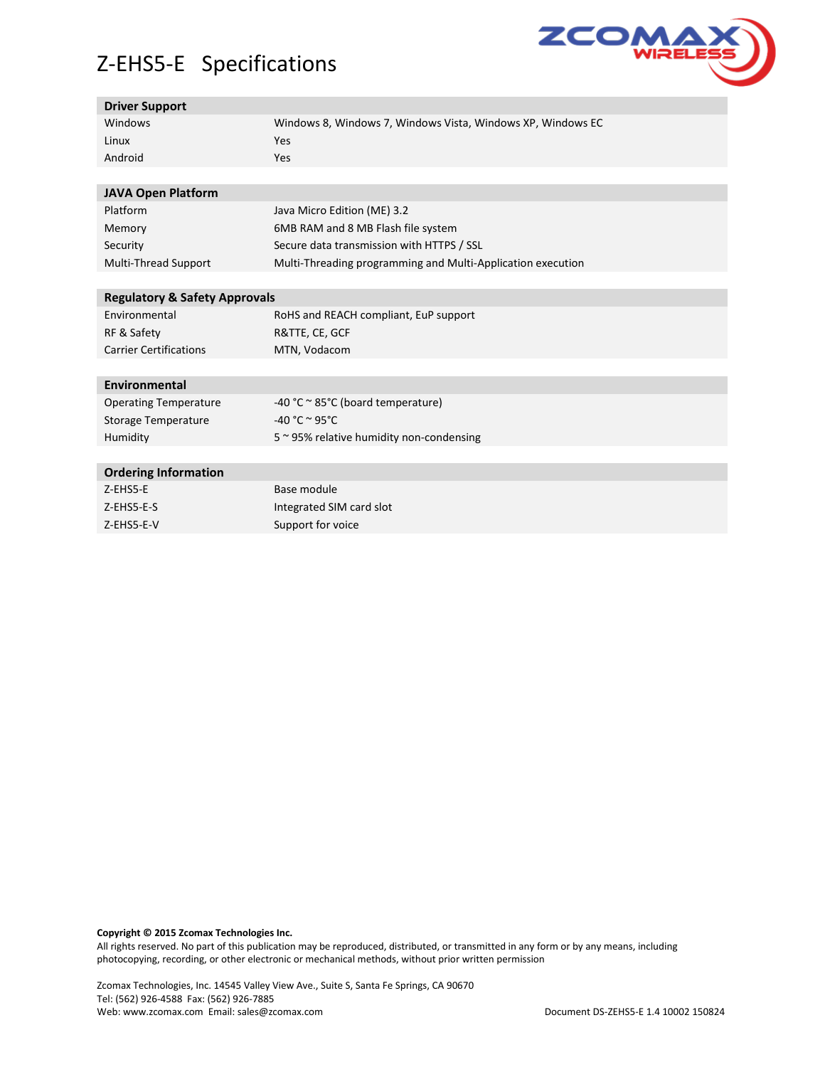# Z-EHS5-E Specifications

| Driver Support | |
|---|---|
| Windows | Windows 8, Windows 7, Windows Vista, Windows XP, Windows EC |
| Linux | Yes |
| Android | Yes |

| JAVA Open Platform | |
|---|---|
| Platform | Java Micro Edition (ME) 3.2 |
| Memory | 6MB RAM and 8 MB Flash file system |
| Security | Secure data transmission with HTTPS / SSL |
| Multi-Thread Support | Multi-Threading programming and Multi-Application execution |

| Regulatory & Safety Approvals | |
|---|---|
| Environmental | RoHS and REACH compliant, EuP support |
| RF & Safety | R&TTE, CE, GCF |
| Carrier Certifications | MTN, Vodacom |

| Environmental | |
|---|---|
| Operating Temperature | -40 °C ~ 85°C (board temperature) |
| Storage Temperature | -40 °C ~ 95°C |
| Humidity | 5 ~ 95% relative humidity non-condensing |

| Ordering Information | |
|---|---|
| Z-EHS5-E | Base module |
| Z-EHS5-E-S | Integrated SIM card slot |
| Z-EHS5-E-V | Support for voice |

**Copyright © 2015 Zcomax Technologies Inc.**
All rights reserved. No part of this publication may be reproduced, distributed, or transmitted in any form or by any means, including photocopying, recording, or other electronic or mechanical methods, without prior written permission

Zcomax Technologies, Inc. 14545 Valley View Ave., Suite S, Santa Fe Springs, CA 90670
Tel: (562) 926-4588 Fax: (562) 926-7885
Web: www.zcomax.com Email: sales@zcomax.com

Document DS-ZEHS5-E 1.4 10002 150824